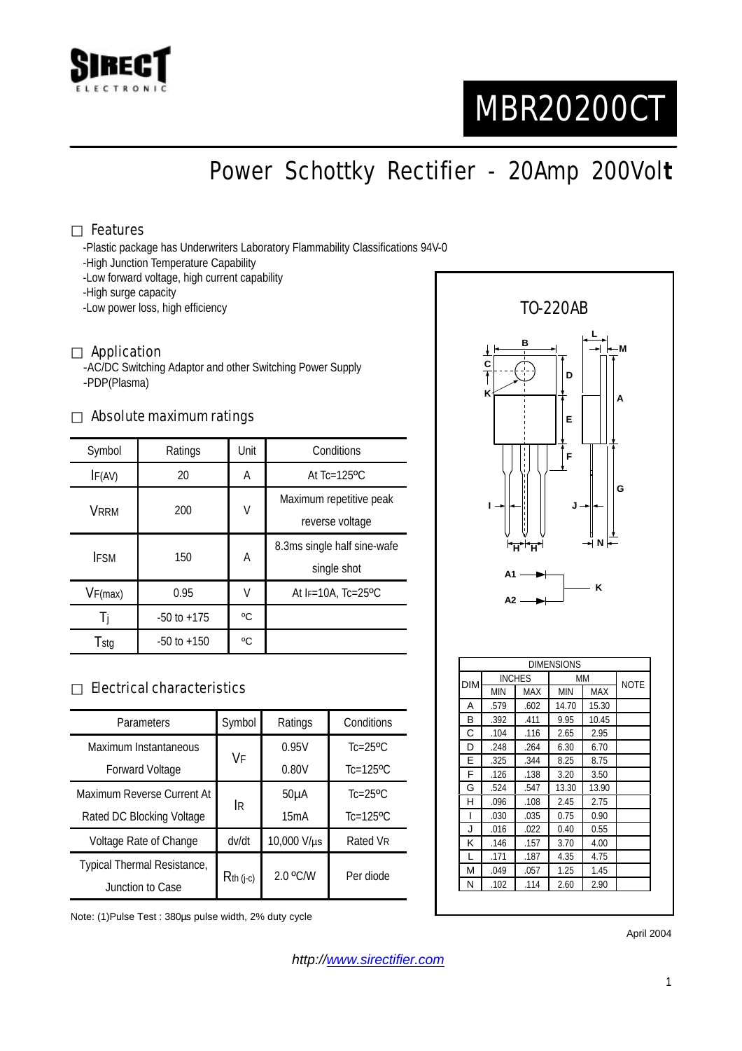# MBR20200CT

## Power Schottky Rectifier - 20Amp 200Volt

### Features

- Plastic package has Underwriters Laboratory Flammability Classifications 94V-0
- High Junction Temperature Capability
- Low forward voltage, high current capability
- High surge capacity
- Low power loss, high efficiency

### Application

- AC/DC Switching Adaptor and other Switching Power Supply
- PDP(Plasma)

### Absolute maximum ratings

| Symbol | Ratings | Unit | Conditions |
|---|---|---|---|
| $I_{F(AV)}$ | 20 | A | At Tc=125ºC |
| $V_{RRM}$ | 200 | V | Maximum repetitive peak reverse voltage |
| $I_{FSM}$ | 150 | A | 8.3ms single half sine-wafe single shot |
| $V_{F(max)}$ | 0.95 | V | At $I_F$=10A, Tc=25ºC |
| $T_j$ | -50 to +175 | ºC | |
| $T_{stg}$ | -50 to +150 | ºC | |

### Electrical characteristics

| Parameters | Symbol | Ratings | Conditions |
|---|---|---|---|
| Maximum Instantaneous Forward Voltage | $V_F$ | 0.95V | Tc=25ºC |
| | | 0.80V | Tc=125ºC |
| Maximum Reverse Current At Rated DC Blocking Voltage | $I_R$ | 50µA | Tc=25ºC |
| | | 15mA | Tc=125ºC |
| Voltage Rate of Change | dv/dt | 10,000 V/µs | Rated $V_R$ |
| Typical Thermal Resistance, Junction to Case | $R_{th\ (j\text{-}c)}$ | 2.0 ºC/W | Per diode |

Note: (1)Pulse Test : 380µs pulse width, 2% duty cycle

TO-220AB

| DIM | INCHES | | MM | | NOTE |
|---|---|---|---|---|---|
| | MIN | MAX | MIN | MAX | |
| A | .579 | .602 | 14.70 | 15.30 | |
| B | .392 | .411 | 9.95 | 10.45 | |
| C | .104 | .116 | 2.65 | 2.95 | |
| D | .248 | .264 | 6.30 | 6.70 | |
| E | .325 | .344 | 8.25 | 8.75 | |
| F | .126 | .138 | 3.20 | 3.50 | |
| G | .524 | .547 | 13.30 | 13.90 | |
| H | .096 | .108 | 2.45 | 2.75 | |
| I | .030 | .035 | 0.75 | 0.90 | |
| J | .016 | .022 | 0.40 | 0.55 | |
| K | .146 | .157 | 3.70 | 4.00 | |
| L | .171 | .187 | 4.35 | 4.75 | |
| M | .049 | .057 | 1.25 | 1.45 | |
| N | .102 | .114 | 2.60 | 2.90 | |

April 2004

http://www.sirectifier.com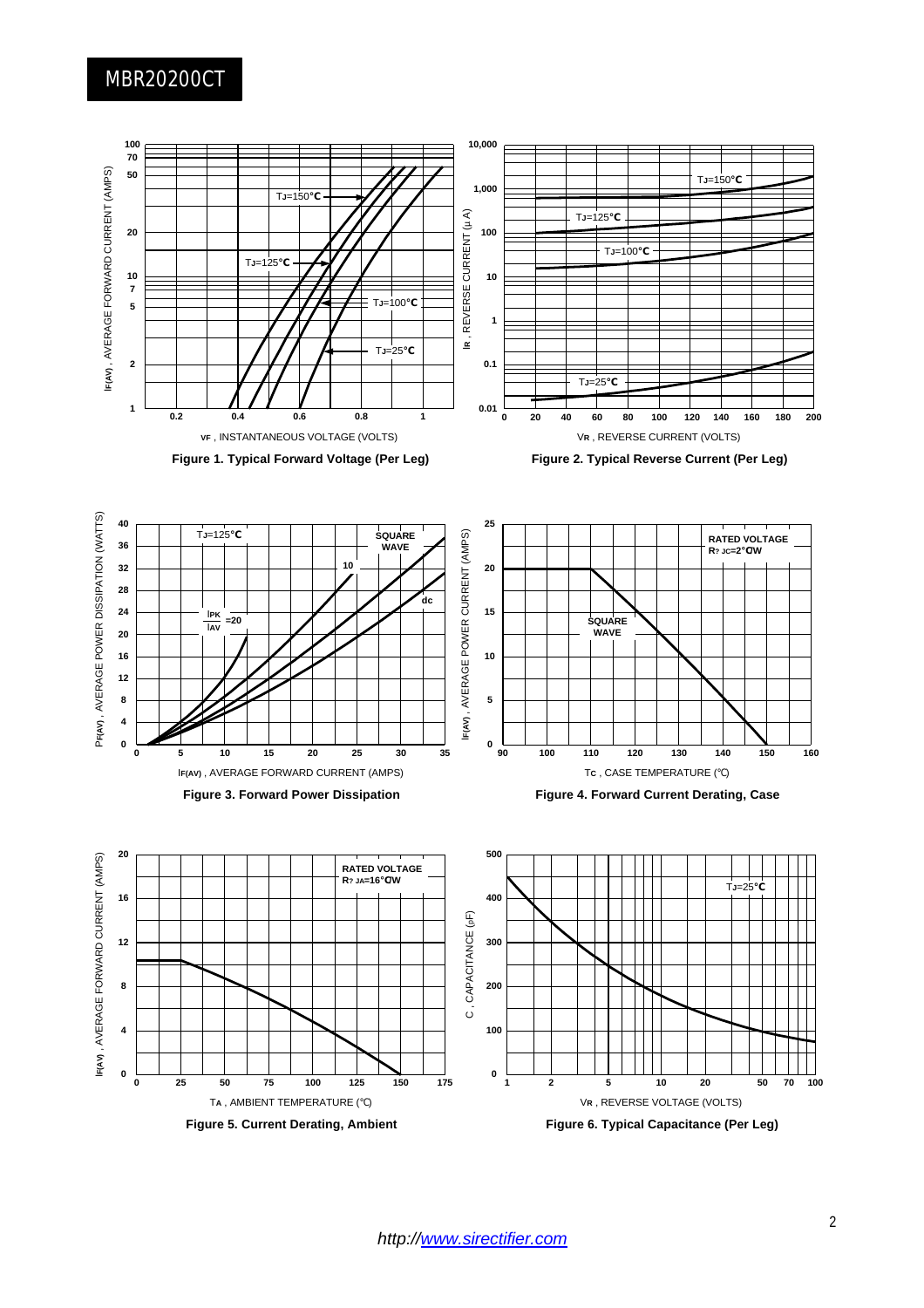MBR20200CT

100
70
50
20
10
7
5
2
1

$I_{F(AV)}$ , AVERAGE FORWARD CURRENT (AMPS)

TJ=150°C
TJ=125°C
TJ=100°C
TJ=25°C

0.2 0.4 0.6 0.8 1

VF , INSTANTANEOUS VOLTAGE (VOLTS)

**Figure 1. Typical Forward Voltage (Per Leg)**

10,000
1,000
100
10
1
0.1
0.01

IR , REVERSE CURRENT (μA)

TJ=150°C
TJ=125°C
TJ=100°C
TJ=25°C

0 20 40 60 80 100 120 140 160 180 200

VR , REVERSE CURRENT (VOLTS)

**Figure 2. Typical Reverse Current (Per Leg)**

40
36
32
28
24
20
16
12
8
4
0

PF(AV) , AVERAGE POWER DISSIPATION (WATTS)

TJ=125°C
SQUARE WAVE
10
dc
IPK / IAV =20

0 5 10 15 20 25 30 35

IF(AV) , AVERAGE FORWARD CURRENT (AMPS)

**Figure 3. Forward Power Dissipation**

25
20
15
10
5
0

IF(AV) , AVERAGE POWER CURRENT (AMPS)

RATED VOLTAGE
R? JC=2°C/W
SQUARE WAVE

90 100 110 120 130 140 150 160

TC , CASE TEMPERATURE (℃)

**Figure 4. Forward Current Derating, Case**

20
16
12
8
4
0

IF(AV) , AVERAGE FORWARD CURRENT (AMPS)

RATED VOLTAGE
R? JA=16°C/W

0 25 50 75 100 125 150 175

TA , AMBIENT TEMPERATURE (℃)

**Figure 5. Current Derating, Ambient**

500
400
300
200
100
0

C , CAPACITANCE (pF)

TJ=25°C

1 2 5 10 20 50 70 100

VR , REVERSE VOLTAGE (VOLTS)

**Figure 6. Typical Capacitance (Per Leg)**

*http://www.sirectifier.com*